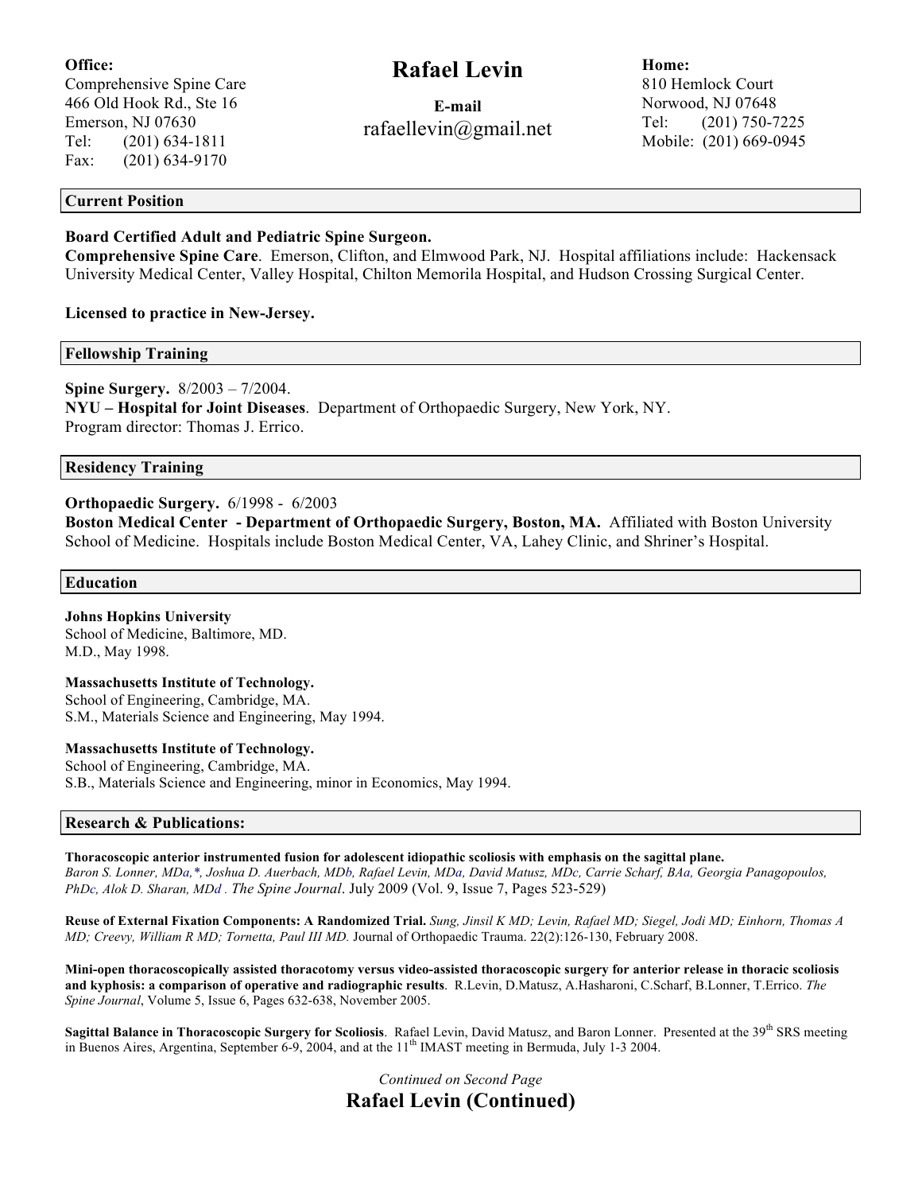**Office:**
Comprehensive Spine Care
466 Old Hook Rd., Ste 16
Emerson, NJ 07630
Tel: (201) 634-1811
Fax: (201) 634-9170

# Rafael Levin

**E-mail**
rafaellevin@gmail.net

**Home:**
810 Hemlock Court
Norwood, NJ 07648
Tel: (201) 750-7225
Mobile: (201) 669-0945

## Current Position

**Board Certified Adult and Pediatric Spine Surgeon.**
**Comprehensive Spine Care**. Emerson, Clifton, and Elmwood Park, NJ. Hospital affiliations include: Hackensack University Medical Center, Valley Hospital, Chilton Memorila Hospital, and Hudson Crossing Surgical Center.

**Licensed to practice in New-Jersey.**

## Fellowship Training

**Spine Surgery.** 8/2003 – 7/2004.
**NYU – Hospital for Joint Diseases**. Department of Orthopaedic Surgery, New York, NY.
Program director: Thomas J. Errico.

## Residency Training

**Orthopaedic Surgery.** 6/1998 - 6/2003
**Boston Medical Center - Department of Orthopaedic Surgery, Boston, MA.** Affiliated with Boston University School of Medicine. Hospitals include Boston Medical Center, VA, Lahey Clinic, and Shriner's Hospital.

## Education

**Johns Hopkins University**
School of Medicine, Baltimore, MD.
M.D., May 1998.

**Massachusetts Institute of Technology.**
School of Engineering, Cambridge, MA.
S.M., Materials Science and Engineering, May 1994.

**Massachusetts Institute of Technology.**
School of Engineering, Cambridge, MA.
S.B., Materials Science and Engineering, minor in Economics, May 1994.

## Research & Publications:

**Thoracoscopic anterior instrumented fusion for adolescent idiopathic scoliosis with emphasis on the sagittal plane.**
*Baron S. Lonner, MDa,\*, Joshua D. Auerbach, MDb, Rafael Levin, MDa, David Matusz, MDc, Carrie Scharf, BAa, Georgia Panagopoulos, PhDc, Alok D. Sharan, MDd . The Spine Journal*. July 2009 (Vol. 9, Issue 7, Pages 523-529)

**Reuse of External Fixation Components: A Randomized Trial.** *Sung, Jinsil K MD; Levin, Rafael MD; Siegel, Jodi MD; Einhorn, Thomas A MD; Creevy, William R MD; Tornetta, Paul III MD.* Journal of Orthopaedic Trauma. 22(2):126-130, February 2008.

**Mini-open thoracoscopically assisted thoracotomy versus video-assisted thoracoscopic surgery for anterior release in thoracic scoliosis and kyphosis: a comparison of operative and radiographic results**. R.Levin, D.Matusz, A.Hasharoni, C.Scharf, B.Lonner, T.Errico. *The Spine Journal*, Volume 5, Issue 6, Pages 632-638, November 2005.

**Sagittal Balance in Thoracoscopic Surgery for Scoliosis**. Rafael Levin, David Matusz, and Baron Lonner. Presented at the 39th SRS meeting in Buenos Aires, Argentina, September 6-9, 2004, and at the 11th IMAST meeting in Bermuda, July 1-3 2004.

*Continued on Second Page*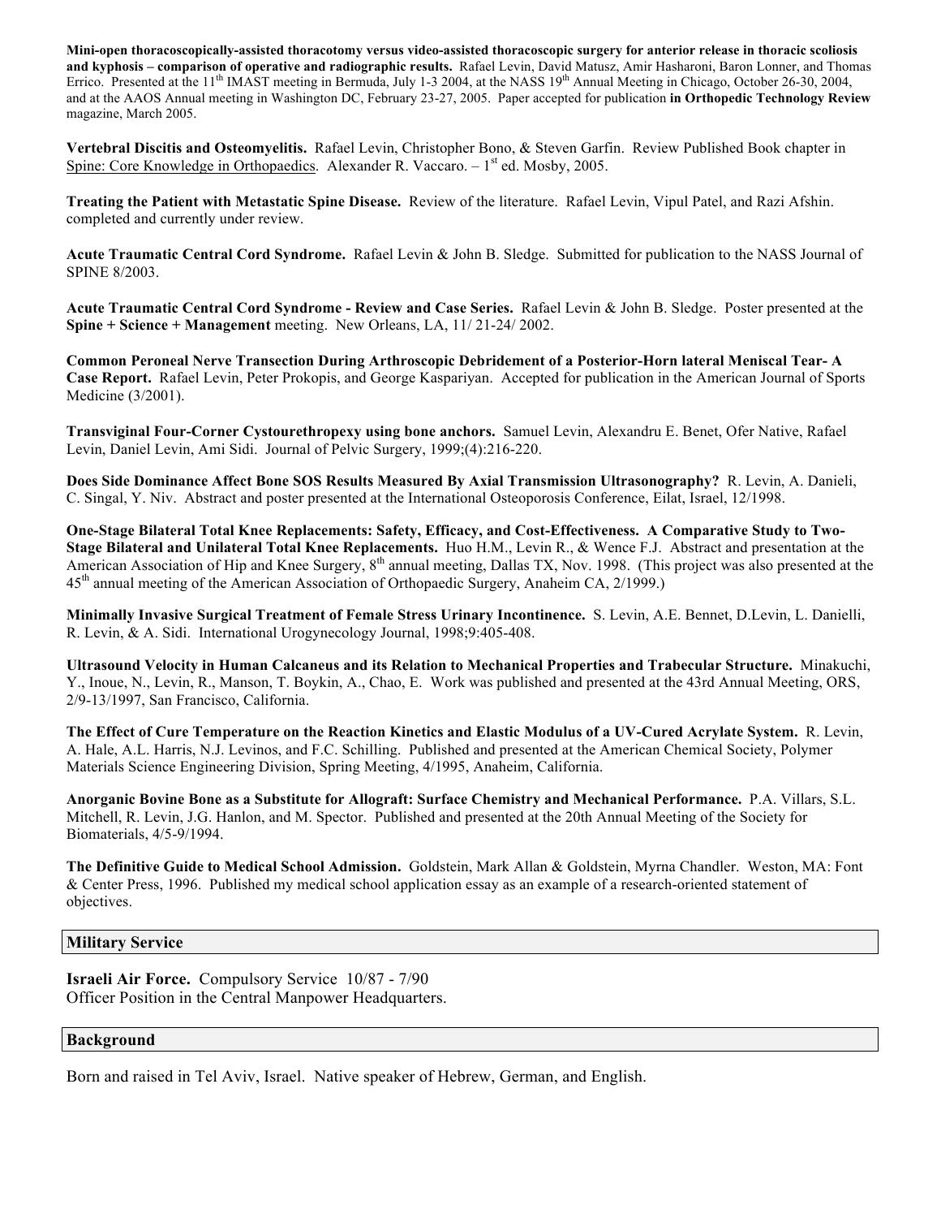**Mini-open thoracoscopically-assisted thoracotomy versus video-assisted thoracoscopic surgery for anterior release in thoracic scoliosis and kyphosis – comparison of operative and radiographic results.** Rafael Levin, David Matusz, Amir Hasharoni, Baron Lonner, and Thomas Errico. Presented at the 11th IMAST meeting in Bermuda, July 1-3 2004, at the NASS 19th Annual Meeting in Chicago, October 26-30, 2004, and at the AAOS Annual meeting in Washington DC, February 23-27, 2005. Paper accepted for publication **in Orthopedic Technology Review** magazine, March 2005.

**Vertebral Discitis and Osteomyelitis.** Rafael Levin, Christopher Bono, & Steven Garfin. Review Published Book chapter in Spine: Core Knowledge in Orthopaedics. Alexander R. Vaccaro. – 1st ed. Mosby, 2005.

**Treating the Patient with Metastatic Spine Disease.** Review of the literature. Rafael Levin, Vipul Patel, and Razi Afshin. completed and currently under review.

**Acute Traumatic Central Cord Syndrome.** Rafael Levin & John B. Sledge. Submitted for publication to the NASS Journal of SPINE 8/2003.

**Acute Traumatic Central Cord Syndrome - Review and Case Series.** Rafael Levin & John B. Sledge. Poster presented at the **Spine + Science + Management** meeting. New Orleans, LA, 11/ 21-24/ 2002.

**Common Peroneal Nerve Transection During Arthroscopic Debridement of a Posterior-Horn lateral Meniscal Tear- A Case Report.** Rafael Levin, Peter Prokopis, and George Kaspariyan. Accepted for publication in the American Journal of Sports Medicine (3/2001).

**Transviginal Four-Corner Cystourethropexy using bone anchors.** Samuel Levin, Alexandru E. Benet, Ofer Native, Rafael Levin, Daniel Levin, Ami Sidi. Journal of Pelvic Surgery, 1999;(4):216-220.

**Does Side Dominance Affect Bone SOS Results Measured By Axial Transmission Ultrasonography?** R. Levin, A. Danieli, C. Singal, Y. Niv. Abstract and poster presented at the International Osteoporosis Conference, Eilat, Israel, 12/1998.

**One-Stage Bilateral Total Knee Replacements: Safety, Efficacy, and Cost-Effectiveness. A Comparative Study to Two-Stage Bilateral and Unilateral Total Knee Replacements.** Huo H.M., Levin R., & Wence F.J. Abstract and presentation at the American Association of Hip and Knee Surgery, 8th annual meeting, Dallas TX, Nov. 1998. (This project was also presented at the 45th annual meeting of the American Association of Orthopaedic Surgery, Anaheim CA, 2/1999.)

**Minimally Invasive Surgical Treatment of Female Stress Urinary Incontinence.** S. Levin, A.E. Bennet, D.Levin, L. Danielli, R. Levin, & A. Sidi. International Urogynecology Journal, 1998;9:405-408.

**Ultrasound Velocity in Human Calcaneus and its Relation to Mechanical Properties and Trabecular Structure.** Minakuchi, Y., Inoue, N., Levin, R., Manson, T. Boykin, A., Chao, E. Work was published and presented at the 43rd Annual Meeting, ORS, 2/9-13/1997, San Francisco, California.

**The Effect of Cure Temperature on the Reaction Kinetics and Elastic Modulus of a UV-Cured Acrylate System.** R. Levin, A. Hale, A.L. Harris, N.J. Levinos, and F.C. Schilling. Published and presented at the American Chemical Society, Polymer Materials Science Engineering Division, Spring Meeting, 4/1995, Anaheim, California.

**Anorganic Bovine Bone as a Substitute for Allograft: Surface Chemistry and Mechanical Performance.** P.A. Villars, S.L. Mitchell, R. Levin, J.G. Hanlon, and M. Spector. Published and presented at the 20th Annual Meeting of the Society for Biomaterials, 4/5-9/1994.

**The Definitive Guide to Medical School Admission.** Goldstein, Mark Allan & Goldstein, Myrna Chandler. Weston, MA: Font & Center Press, 1996. Published my medical school application essay as an example of a research-oriented statement of objectives.

## Military Service

**Israeli Air Force.** Compulsory Service 10/87 - 7/90
Officer Position in the Central Manpower Headquarters.

## Background

Born and raised in Tel Aviv, Israel. Native speaker of Hebrew, German, and English.